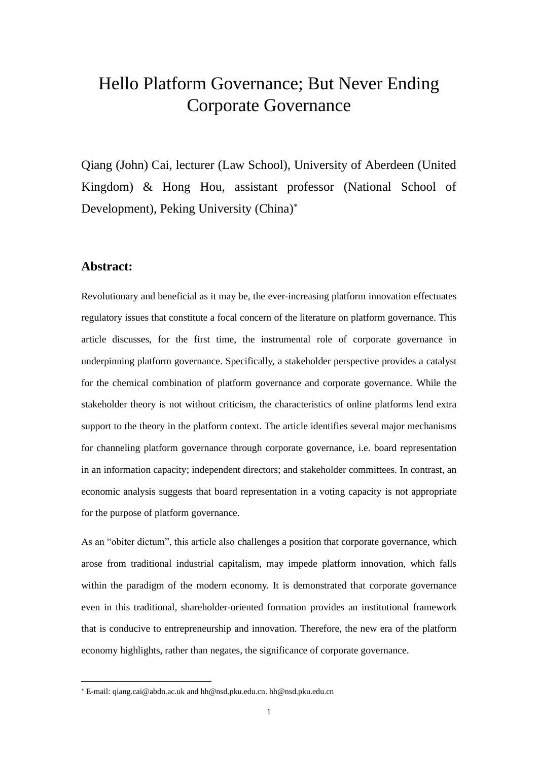# Hello Platform Governance; But Never Ending Corporate Governance

Qiang (John) Cai, lecturer (Law School), University of Aberdeen (United Kingdom) & Hong Hou, assistant professor (National School of Development), Peking University (China)[*]

## Abstract:

Revolutionary and beneficial as it may be, the ever-increasing platform innovation effectuates regulatory issues that constitute a focal concern of the literature on platform governance. This article discusses, for the first time, the instrumental role of corporate governance in underpinning platform governance. Specifically, a stakeholder perspective provides a catalyst for the chemical combination of platform governance and corporate governance. While the stakeholder theory is not without criticism, the characteristics of online platforms lend extra support to the theory in the platform context. The article identifies several major mechanisms for channeling platform governance through corporate governance, i.e. board representation in an information capacity; independent directors; and stakeholder committees. In contrast, an economic analysis suggests that board representation in a voting capacity is not appropriate for the purpose of platform governance.

As an "obiter dictum", this article also challenges a position that corporate governance, which arose from traditional industrial capitalism, may impede platform innovation, which falls within the paradigm of the modern economy. It is demonstrated that corporate governance even in this traditional, shareholder-oriented formation provides an institutional framework that is conducive to entrepreneurship and innovation. Therefore, the new era of the platform economy highlights, rather than negates, the significance of corporate governance.

---

[*] E-mail: qiang.cai@abdn.ac.uk and hh@nsd.pku.edu.cn. hh@nsd.pku.edu.cn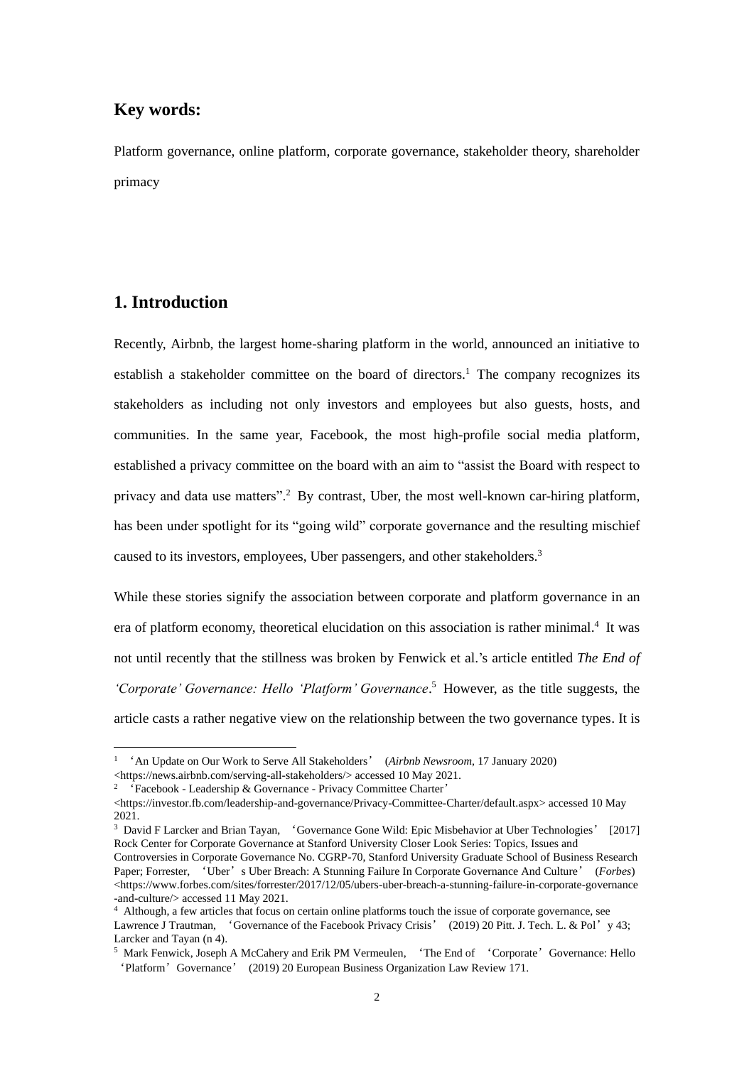## Key words:

Platform governance, online platform, corporate governance, stakeholder theory, shareholder primacy

## 1. Introduction

Recently, Airbnb, the largest home-sharing platform in the world, announced an initiative to establish a stakeholder committee on the board of directors.[1] The company recognizes its stakeholders as including not only investors and employees but also guests, hosts, and communities. In the same year, Facebook, the most high-profile social media platform, established a privacy committee on the board with an aim to "assist the Board with respect to privacy and data use matters".[2] By contrast, Uber, the most well-known car-hiring platform, has been under spotlight for its "going wild" corporate governance and the resulting mischief caused to its investors, employees, Uber passengers, and other stakeholders.[3]

While these stories signify the association between corporate and platform governance in an era of platform economy, theoretical elucidation on this association is rather minimal.[4] It was not until recently that the stillness was broken by Fenwick et al.'s article entitled *The End of 'Corporate' Governance: Hello 'Platform' Governance*.[5] However, as the title suggests, the article casts a rather negative view on the relationship between the two governance types. It is

---

[1] 'An Update on Our Work to Serve All Stakeholders' (*Airbnb Newsroom*, 17 January 2020) <https://news.airbnb.com/serving-all-stakeholders/> accessed 10 May 2021.

[2] 'Facebook - Leadership & Governance - Privacy Committee Charter' <https://investor.fb.com/leadership-and-governance/Privacy-Committee-Charter/default.aspx> accessed 10 May 2021.

[3] David F Larcker and Brian Tayan, 'Governance Gone Wild: Epic Misbehavior at Uber Technologies' [2017] Rock Center for Corporate Governance at Stanford University Closer Look Series: Topics, Issues and Controversies in Corporate Governance No. CGRP-70, Stanford University Graduate School of Business Research Paper; Forrester, 'Uber's Uber Breach: A Stunning Failure In Corporate Governance And Culture' (*Forbes*) <https://www.forbes.com/sites/forrester/2017/12/05/ubers-uber-breach-a-stunning-failure-in-corporate-governance-and-culture/> accessed 11 May 2021.

[4] Although, a few articles that focus on certain online platforms touch the issue of corporate governance, see Lawrence J Trautman, 'Governance of the Facebook Privacy Crisis' (2019) 20 Pitt. J. Tech. L. & Pol'y 43; Larcker and Tayan (n 4).

[5] Mark Fenwick, Joseph A McCahery and Erik PM Vermeulen, 'The End of 'Corporate' Governance: Hello 'Platform' Governance' (2019) 20 European Business Organization Law Review 171.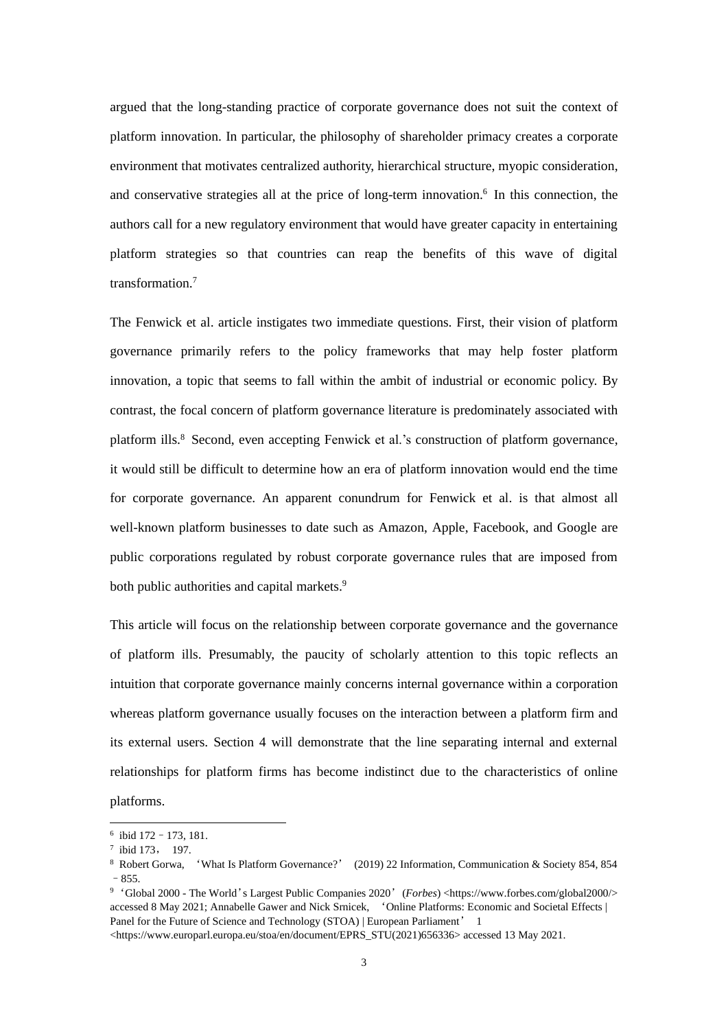argued that the long-standing practice of corporate governance does not suit the context of platform innovation. In particular, the philosophy of shareholder primacy creates a corporate environment that motivates centralized authority, hierarchical structure, myopic consideration, and conservative strategies all at the price of long-term innovation.[6] In this connection, the authors call for a new regulatory environment that would have greater capacity in entertaining platform strategies so that countries can reap the benefits of this wave of digital transformation.[7]

The Fenwick et al. article instigates two immediate questions. First, their vision of platform governance primarily refers to the policy frameworks that may help foster platform innovation, a topic that seems to fall within the ambit of industrial or economic policy. By contrast, the focal concern of platform governance literature is predominately associated with platform ills.[8] Second, even accepting Fenwick et al.'s construction of platform governance, it would still be difficult to determine how an era of platform innovation would end the time for corporate governance. An apparent conundrum for Fenwick et al. is that almost all well-known platform businesses to date such as Amazon, Apple, Facebook, and Google are public corporations regulated by robust corporate governance rules that are imposed from both public authorities and capital markets.[9]

This article will focus on the relationship between corporate governance and the governance of platform ills. Presumably, the paucity of scholarly attention to this topic reflects an intuition that corporate governance mainly concerns internal governance within a corporation whereas platform governance usually focuses on the interaction between a platform firm and its external users. Section 4 will demonstrate that the line separating internal and external relationships for platform firms has become indistinct due to the characteristics of online platforms.

---

[6] ibid 172–173, 181.

[7] ibid 173, 197.

[8] Robert Gorwa, 'What Is Platform Governance?' (2019) 22 Information, Communication & Society 854, 854–855.

[9] 'Global 2000 - The World's Largest Public Companies 2020' (*Forbes*) <https://www.forbes.com/global2000/> accessed 8 May 2021; Annabelle Gawer and Nick Srnicek, 'Online Platforms: Economic and Societal Effects | Panel for the Future of Science and Technology (STOA) | European Parliament' 1 <https://www.europarl.europa.eu/stoa/en/document/EPRS_STU(2021)656336> accessed 13 May 2021.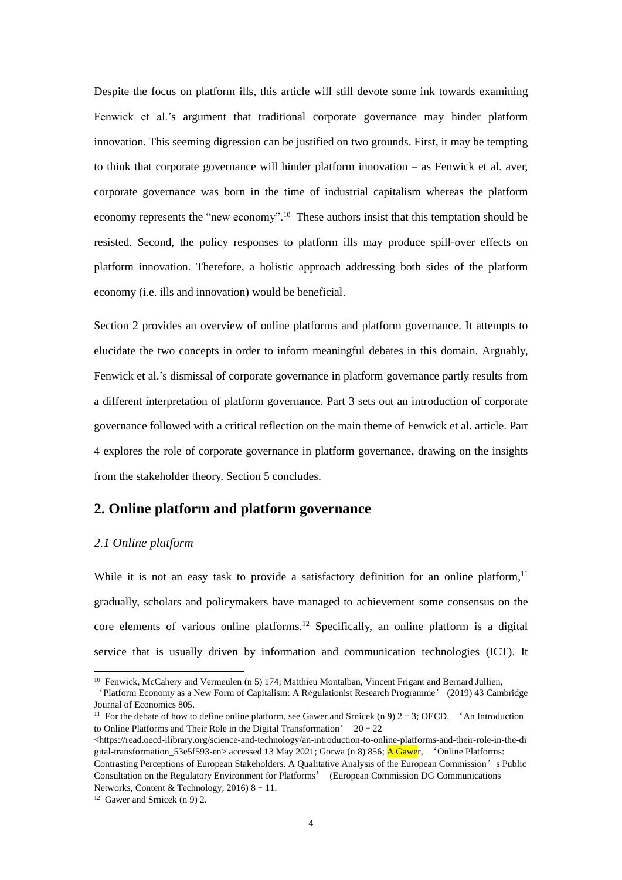Despite the focus on platform ills, this article will still devote some ink towards examining Fenwick et al.'s argument that traditional corporate governance may hinder platform innovation. This seeming digression can be justified on two grounds. First, it may be tempting to think that corporate governance will hinder platform innovation – as Fenwick et al. aver, corporate governance was born in the time of industrial capitalism whereas the platform economy represents the "new economy".[10] These authors insist that this temptation should be resisted. Second, the policy responses to platform ills may produce spill-over effects on platform innovation. Therefore, a holistic approach addressing both sides of the platform economy (i.e. ills and innovation) would be beneficial.

Section 2 provides an overview of online platforms and platform governance. It attempts to elucidate the two concepts in order to inform meaningful debates in this domain. Arguably, Fenwick et al.'s dismissal of corporate governance in platform governance partly results from a different interpretation of platform governance. Part 3 sets out an introduction of corporate governance followed with a critical reflection on the main theme of Fenwick et al. article. Part 4 explores the role of corporate governance in platform governance, drawing on the insights from the stakeholder theory. Section 5 concludes.

## 2. Online platform and platform governance

### *2.1 Online platform*

While it is not an easy task to provide a satisfactory definition for an online platform,[11] gradually, scholars and policymakers have managed to achievement some consensus on the core elements of various online platforms.[12] Specifically, an online platform is a digital service that is usually driven by information and communication technologies (ICT). It

---

[10] Fenwick, McCahery and Vermeulen (n 5) 174; Matthieu Montalban, Vincent Frigant and Bernard Jullien, 'Platform Economy as a New Form of Capitalism: A Régulationist Research Programme' (2019) 43 Cambridge Journal of Economics 805.

[11] For the debate of how to define online platform, see Gawer and Srnicek (n 9) 2–3; OECD, 'An Introduction to Online Platforms and Their Role in the Digital Transformation' 20–22 <https://read.oecd-ilibrary.org/science-and-technology/an-introduction-to-online-platforms-and-their-role-in-the-digital-transformation_53e5f593-en> accessed 13 May 2021; Gorwa (n 8) 856; A Gawer, 'Online Platforms: Contrasting Perceptions of European Stakeholders. A Qualitative Analysis of the European Commission's Public Consultation on the Regulatory Environment for Platforms' (European Commission DG Communications Networks, Content & Technology, 2016) 8–11.

[12] Gawer and Srnicek (n 9) 2.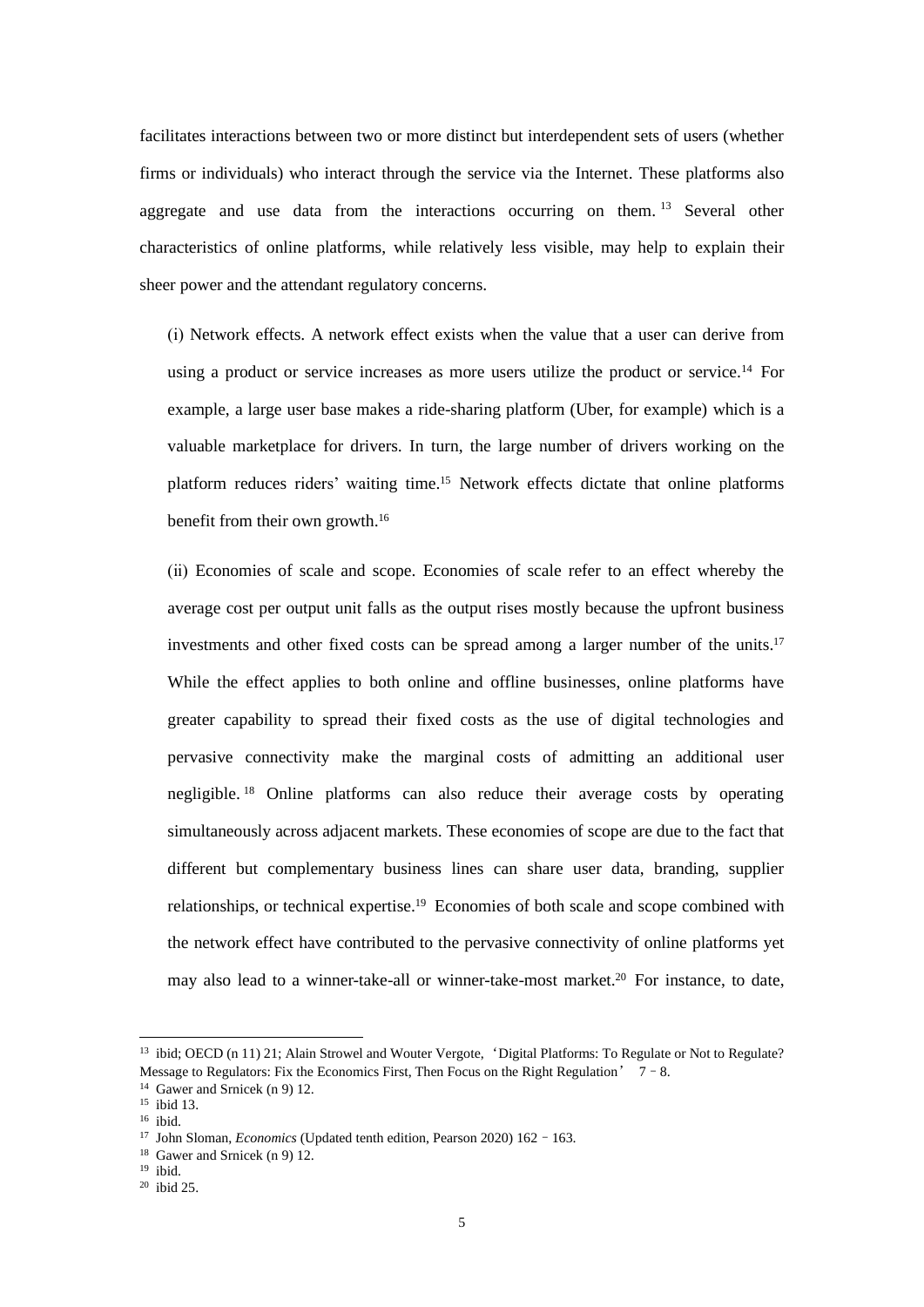facilitates interactions between two or more distinct but interdependent sets of users (whether firms or individuals) who interact through the service via the Internet. These platforms also aggregate and use data from the interactions occurring on them.[13] Several other characteristics of online platforms, while relatively less visible, may help to explain their sheer power and the attendant regulatory concerns.

(i) Network effects. A network effect exists when the value that a user can derive from using a product or service increases as more users utilize the product or service.[14] For example, a large user base makes a ride-sharing platform (Uber, for example) which is a valuable marketplace for drivers. In turn, the large number of drivers working on the platform reduces riders' waiting time.[15] Network effects dictate that online platforms benefit from their own growth.[16]

(ii) Economies of scale and scope. Economies of scale refer to an effect whereby the average cost per output unit falls as the output rises mostly because the upfront business investments and other fixed costs can be spread among a larger number of the units.[17] While the effect applies to both online and offline businesses, online platforms have greater capability to spread their fixed costs as the use of digital technologies and pervasive connectivity make the marginal costs of admitting an additional user negligible.[18] Online platforms can also reduce their average costs by operating simultaneously across adjacent markets. These economies of scope are due to the fact that different but complementary business lines can share user data, branding, supplier relationships, or technical expertise.[19] Economies of both scale and scope combined with the network effect have contributed to the pervasive connectivity of online platforms yet may also lead to a winner-take-all or winner-take-most market.[20] For instance, to date,

---

[13] ibid; OECD (n 11) 21; Alain Strowel and Wouter Vergote, 'Digital Platforms: To Regulate or Not to Regulate? Message to Regulators: Fix the Economics First, Then Focus on the Right Regulation' 7–8.

[14] Gawer and Srnicek (n 9) 12.

[15] ibid 13.

[16] ibid.

[17] John Sloman, *Economics* (Updated tenth edition, Pearson 2020) 162–163.

[18] Gawer and Srnicek (n 9) 12.

[19] ibid.

[20] ibid 25.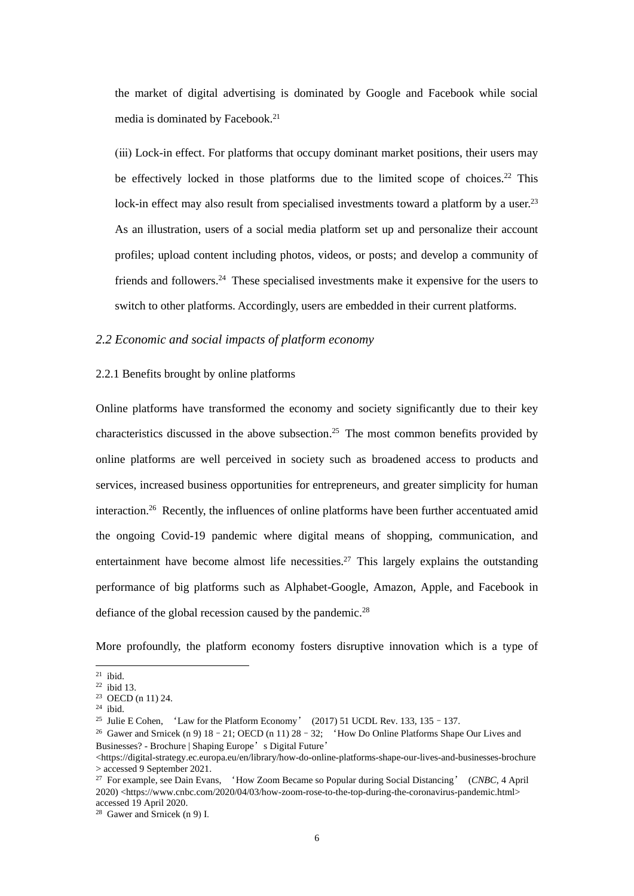the market of digital advertising is dominated by Google and Facebook while social media is dominated by Facebook.[21]

(iii) Lock-in effect. For platforms that occupy dominant market positions, their users may be effectively locked in those platforms due to the limited scope of choices.[22] This lock-in effect may also result from specialised investments toward a platform by a user.[23] As an illustration, users of a social media platform set up and personalize their account profiles; upload content including photos, videos, or posts; and develop a community of friends and followers.[24] These specialised investments make it expensive for the users to switch to other platforms. Accordingly, users are embedded in their current platforms.

### *2.2 Economic and social impacts of platform economy*

#### 2.2.1 Benefits brought by online platforms

Online platforms have transformed the economy and society significantly due to their key characteristics discussed in the above subsection.[25] The most common benefits provided by online platforms are well perceived in society such as broadened access to products and services, increased business opportunities for entrepreneurs, and greater simplicity for human interaction.[26] Recently, the influences of online platforms have been further accentuated amid the ongoing Covid-19 pandemic where digital means of shopping, communication, and entertainment have become almost life necessities.[27] This largely explains the outstanding performance of big platforms such as Alphabet-Google, Amazon, Apple, and Facebook in defiance of the global recession caused by the pandemic.[28]

More profoundly, the platform economy fosters disruptive innovation which is a type of

---

[21] ibid.
[22] ibid 13.
[23] OECD (n 11) 24.
[24] ibid.
[25] Julie E Cohen, 'Law for the Platform Economy' (2017) 51 UCDL Rev. 133, 135–137.
[26] Gawer and Srnicek (n 9) 18–21; OECD (n 11) 28–32; 'How Do Online Platforms Shape Our Lives and Businesses? - Brochure | Shaping Europe's Digital Future' <https://digital-strategy.ec.europa.eu/en/library/how-do-online-platforms-shape-our-lives-and-businesses-brochure> accessed 9 September 2021.
[27] For example, see Dain Evans, 'How Zoom Became so Popular during Social Distancing' (*CNBC*, 4 April 2020) <https://www.cnbc.com/2020/04/03/how-zoom-rose-to-the-top-during-the-coronavirus-pandemic.html> accessed 19 April 2020.
[28] Gawer and Srnicek (n 9) I.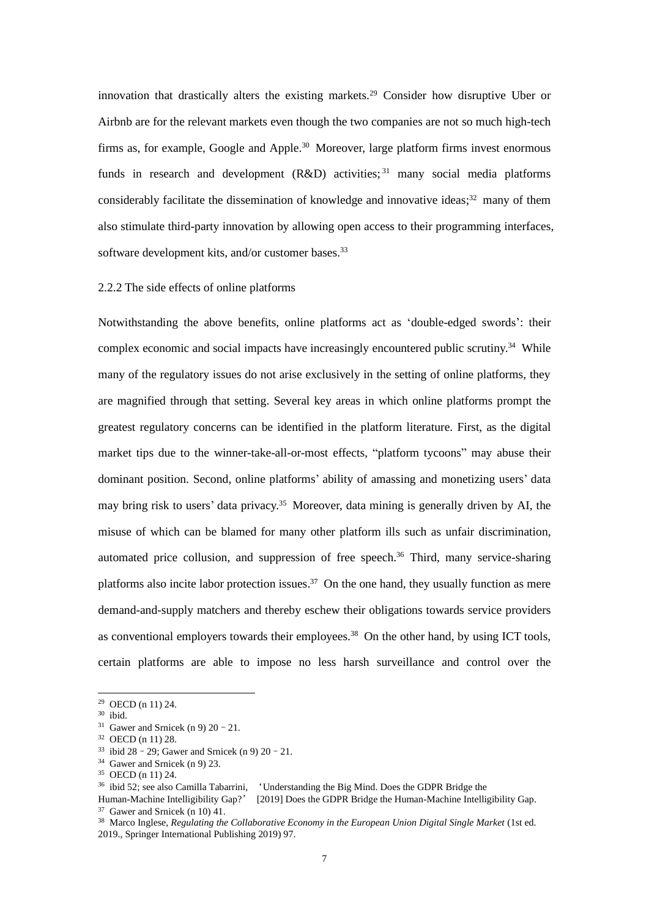innovation that drastically alters the existing markets.[29] Consider how disruptive Uber or Airbnb are for the relevant markets even though the two companies are not so much high-tech firms as, for example, Google and Apple.[30] Moreover, large platform firms invest enormous funds in research and development (R&D) activities;[31] many social media platforms considerably facilitate the dissemination of knowledge and innovative ideas;[32] many of them also stimulate third-party innovation by allowing open access to their programming interfaces, software development kits, and/or customer bases.[33]

### 2.2.2 The side effects of online platforms

Notwithstanding the above benefits, online platforms act as 'double-edged swords': their complex economic and social impacts have increasingly encountered public scrutiny.[34] While many of the regulatory issues do not arise exclusively in the setting of online platforms, they are magnified through that setting. Several key areas in which online platforms prompt the greatest regulatory concerns can be identified in the platform literature. First, as the digital market tips due to the winner-take-all-or-most effects, "platform tycoons" may abuse their dominant position. Second, online platforms' ability of amassing and monetizing users' data may bring risk to users' data privacy.[35] Moreover, data mining is generally driven by AI, the misuse of which can be blamed for many other platform ills such as unfair discrimination, automated price collusion, and suppression of free speech.[36] Third, many service-sharing platforms also incite labor protection issues.[37] On the one hand, they usually function as mere demand-and-supply matchers and thereby eschew their obligations towards service providers as conventional employers towards their employees.[38] On the other hand, by using ICT tools, certain platforms are able to impose no less harsh surveillance and control over the

---

[29] OECD (n 11) 24.

[30] ibid.

[31] Gawer and Srnicek (n 9) 20 – 21.

[32] OECD (n 11) 28.

[33] ibid 28 – 29; Gawer and Srnicek (n 9) 20 – 21.

[34] Gawer and Srnicek (n 9) 23.

[35] OECD (n 11) 24.

[36] ibid 52; see also Camilla Tabarrini, 'Understanding the Big Mind. Does the GDPR Bridge the Human-Machine Intelligibility Gap?' [2019] Does the GDPR Bridge the Human-Machine Intelligibility Gap.

[37] Gawer and Srnicek (n 10) 41.

[38] Marco Inglese, *Regulating the Collaborative Economy in the European Union Digital Single Market* (1st ed. 2019., Springer International Publishing 2019) 97.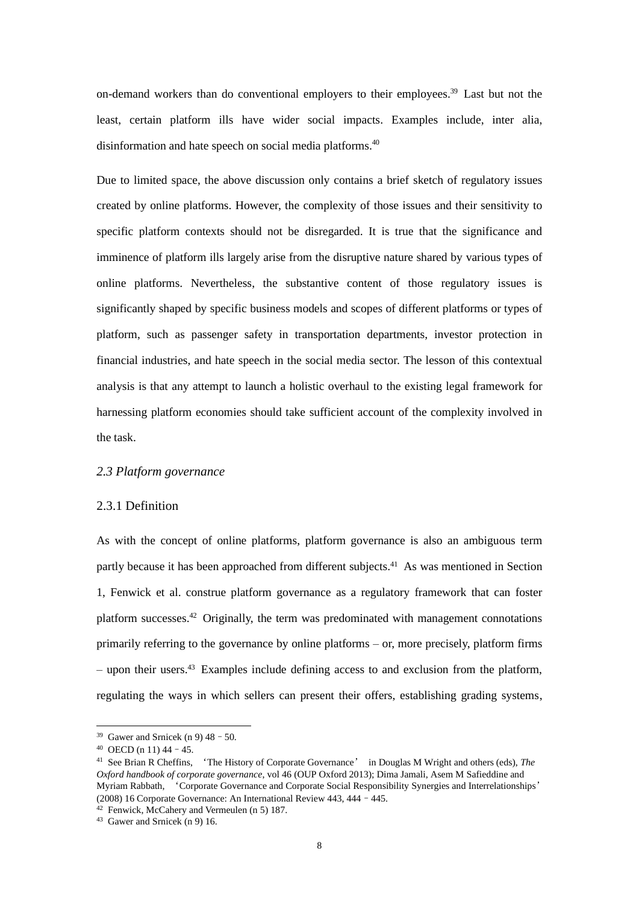on-demand workers than do conventional employers to their employees.[39] Last but not the least, certain platform ills have wider social impacts. Examples include, inter alia, disinformation and hate speech on social media platforms.[40]

Due to limited space, the above discussion only contains a brief sketch of regulatory issues created by online platforms. However, the complexity of those issues and their sensitivity to specific platform contexts should not be disregarded. It is true that the significance and imminence of platform ills largely arise from the disruptive nature shared by various types of online platforms. Nevertheless, the substantive content of those regulatory issues is significantly shaped by specific business models and scopes of different platforms or types of platform, such as passenger safety in transportation departments, investor protection in financial industries, and hate speech in the social media sector. The lesson of this contextual analysis is that any attempt to launch a holistic overhaul to the existing legal framework for harnessing platform economies should take sufficient account of the complexity involved in the task.

### *2.3 Platform governance*

#### 2.3.1 Definition

As with the concept of online platforms, platform governance is also an ambiguous term partly because it has been approached from different subjects.[41] As was mentioned in Section 1, Fenwick et al. construe platform governance as a regulatory framework that can foster platform successes.[42] Originally, the term was predominated with management connotations primarily referring to the governance by online platforms – or, more precisely, platform firms – upon their users.[43] Examples include defining access to and exclusion from the platform, regulating the ways in which sellers can present their offers, establishing grading systems,

---

[39] Gawer and Srnicek (n 9) 48 – 50.

[40] OECD (n 11) 44 – 45.

[41] See Brian R Cheffins, 'The History of Corporate Governance' in Douglas M Wright and others (eds), *The Oxford handbook of corporate governance*, vol 46 (OUP Oxford 2013); Dima Jamali, Asem M Safieddine and Myriam Rabbath, 'Corporate Governance and Corporate Social Responsibility Synergies and Interrelationships' (2008) 16 Corporate Governance: An International Review 443, 444 – 445.

[42] Fenwick, McCahery and Vermeulen (n 5) 187.

[43] Gawer and Srnicek (n 9) 16.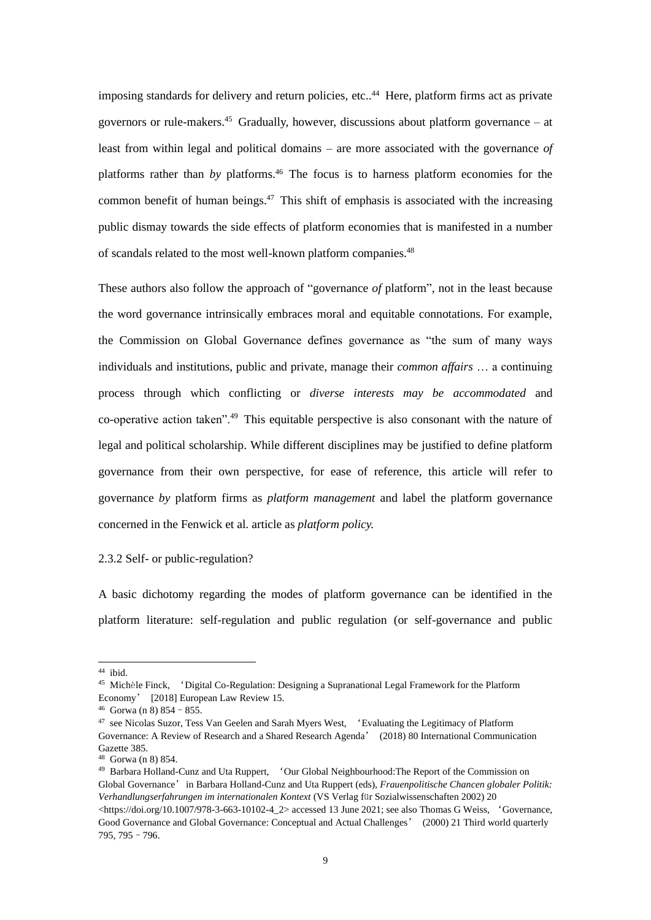imposing standards for delivery and return policies, etc..[44] Here, platform firms act as private governors or rule-makers.[45] Gradually, however, discussions about platform governance – at least from within legal and political domains – are more associated with the governance *of* platforms rather than *by* platforms.[46] The focus is to harness platform economies for the common benefit of human beings.[47] This shift of emphasis is associated with the increasing public dismay towards the side effects of platform economies that is manifested in a number of scandals related to the most well-known platform companies.[48]

These authors also follow the approach of "governance *of* platform", not in the least because the word governance intrinsically embraces moral and equitable connotations. For example, the Commission on Global Governance defines governance as "the sum of many ways individuals and institutions, public and private, manage their *common affairs* … a continuing process through which conflicting or *diverse interests may be accommodated* and co-operative action taken".[49] This equitable perspective is also consonant with the nature of legal and political scholarship. While different disciplines may be justified to define platform governance from their own perspective, for ease of reference, this article will refer to governance *by* platform firms as *platform management* and label the platform governance concerned in the Fenwick et al. article as *platform policy.*

### 2.3.2 Self- or public-regulation?

A basic dichotomy regarding the modes of platform governance can be identified in the platform literature: self-regulation and public regulation (or self-governance and public

---

[44] ibid.

[45] Michèle Finck, 'Digital Co-Regulation: Designing a Supranational Legal Framework for the Platform Economy' [2018] European Law Review 15.

[46] Gorwa (n 8) 854–855.

[47] see Nicolas Suzor, Tess Van Geelen and Sarah Myers West, 'Evaluating the Legitimacy of Platform Governance: A Review of Research and a Shared Research Agenda' (2018) 80 International Communication Gazette 385.

[48] Gorwa (n 8) 854.

[49] Barbara Holland-Cunz and Uta Ruppert, 'Our Global Neighbourhood:The Report of the Commission on Global Governance' in Barbara Holland-Cunz and Uta Ruppert (eds), *Frauenpolitische Chancen globaler Politik: Verhandlungserfahrungen im internationalen Kontext* (VS Verlag für Sozialwissenschaften 2002) 20 <https://doi.org/10.1007/978-3-663-10102-4_2> accessed 13 June 2021; see also Thomas G Weiss, 'Governance, Good Governance and Global Governance: Conceptual and Actual Challenges' (2000) 21 Third world quarterly 795, 795–796.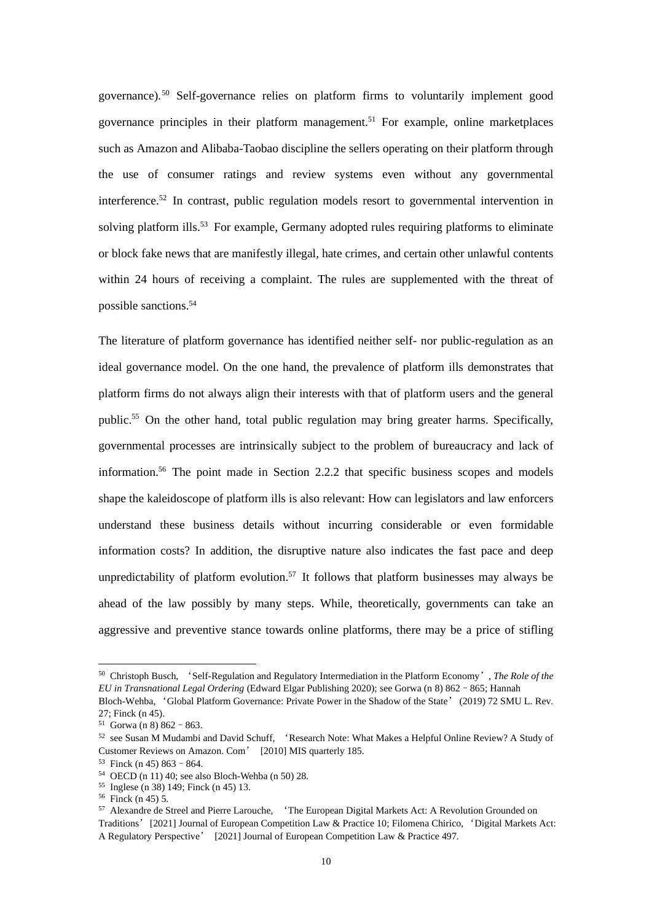governance).[50] Self-governance relies on platform firms to voluntarily implement good governance principles in their platform management.[51] For example, online marketplaces such as Amazon and Alibaba-Taobao discipline the sellers operating on their platform through the use of consumer ratings and review systems even without any governmental interference.[52] In contrast, public regulation models resort to governmental intervention in solving platform ills.[53] For example, Germany adopted rules requiring platforms to eliminate or block fake news that are manifestly illegal, hate crimes, and certain other unlawful contents within 24 hours of receiving a complaint. The rules are supplemented with the threat of possible sanctions.[54]

The literature of platform governance has identified neither self- nor public-regulation as an ideal governance model. On the one hand, the prevalence of platform ills demonstrates that platform firms do not always align their interests with that of platform users and the general public.[55] On the other hand, total public regulation may bring greater harms. Specifically, governmental processes are intrinsically subject to the problem of bureaucracy and lack of information.[56] The point made in Section 2.2.2 that specific business scopes and models shape the kaleidoscope of platform ills is also relevant: How can legislators and law enforcers understand these business details without incurring considerable or even formidable information costs? In addition, the disruptive nature also indicates the fast pace and deep unpredictability of platform evolution.[57] It follows that platform businesses may always be ahead of the law possibly by many steps. While, theoretically, governments can take an aggressive and preventive stance towards online platforms, there may be a price of stifling

---

[50] Christoph Busch, 'Self-Regulation and Regulatory Intermediation in the Platform Economy', *The Role of the EU in Transnational Legal Ordering* (Edward Elgar Publishing 2020); see Gorwa (n 8) 862–865; Hannah Bloch-Wehba, 'Global Platform Governance: Private Power in the Shadow of the State' (2019) 72 SMU L. Rev. 27; Finck (n 45).

[51] Gorwa (n 8) 862–863.

[52] see Susan M Mudambi and David Schuff, 'Research Note: What Makes a Helpful Online Review? A Study of Customer Reviews on Amazon. Com' [2010] MIS quarterly 185.

[53] Finck (n 45) 863–864.

[54] OECD (n 11) 40; see also Bloch-Wehba (n 50) 28.

[55] Inglese (n 38) 149; Finck (n 45) 13.

[56] Finck (n 45) 5.

[57] Alexandre de Streel and Pierre Larouche, 'The European Digital Markets Act: A Revolution Grounded on Traditions' [2021] Journal of European Competition Law & Practice 10; Filomena Chirico, 'Digital Markets Act: A Regulatory Perspective' [2021] Journal of European Competition Law & Practice 497.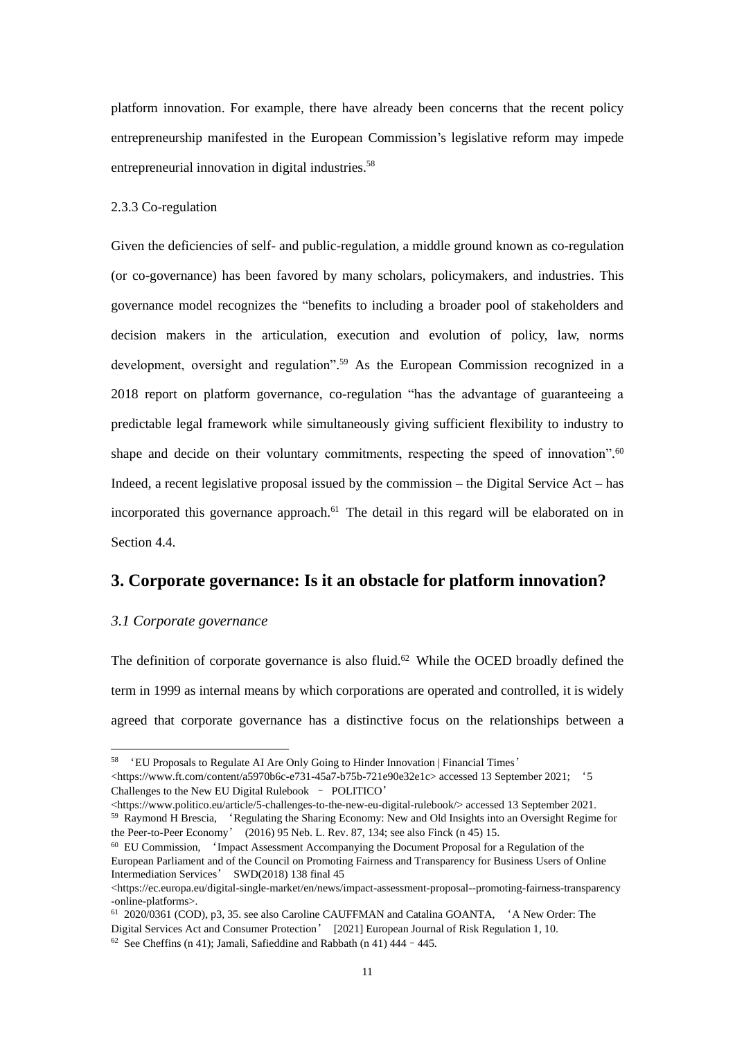platform innovation. For example, there have already been concerns that the recent policy entrepreneurship manifested in the European Commission's legislative reform may impede entrepreneurial innovation in digital industries.[58]

2.3.3 Co-regulation

Given the deficiencies of self- and public-regulation, a middle ground known as co-regulation (or co-governance) has been favored by many scholars, policymakers, and industries. This governance model recognizes the "benefits to including a broader pool of stakeholders and decision makers in the articulation, execution and evolution of policy, law, norms development, oversight and regulation".[59] As the European Commission recognized in a 2018 report on platform governance, co-regulation "has the advantage of guaranteeing a predictable legal framework while simultaneously giving sufficient flexibility to industry to shape and decide on their voluntary commitments, respecting the speed of innovation".[60] Indeed, a recent legislative proposal issued by the commission – the Digital Service Act – has incorporated this governance approach.[61] The detail in this regard will be elaborated on in Section 4.4.

## 3. Corporate governance: Is it an obstacle for platform innovation?

### *3.1 Corporate governance*

The definition of corporate governance is also fluid.[62] While the OCED broadly defined the term in 1999 as internal means by which corporations are operated and controlled, it is widely agreed that corporate governance has a distinctive focus on the relationships between a

---

[58] 'EU Proposals to Regulate AI Are Only Going to Hinder Innovation | Financial Times' <https://www.ft.com/content/a5970b6c-e731-45a7-b75b-721e90e32e1c> accessed 13 September 2021; '5 Challenges to the New EU Digital Rulebook – POLITICO' <https://www.politico.eu/article/5-challenges-to-the-new-eu-digital-rulebook/> accessed 13 September 2021.

[59] Raymond H Brescia, 'Regulating the Sharing Economy: New and Old Insights into an Oversight Regime for the Peer-to-Peer Economy' (2016) 95 Neb. L. Rev. 87, 134; see also Finck (n 45) 15.

[60] EU Commission, 'Impact Assessment Accompanying the Document Proposal for a Regulation of the European Parliament and of the Council on Promoting Fairness and Transparency for Business Users of Online Intermediation Services' SWD(2018) 138 final 45 <https://ec.europa.eu/digital-single-market/en/news/impact-assessment-proposal--promoting-fairness-transparency-online-platforms>.

[61] 2020/0361 (COD), p3, 35. see also Caroline CAUFFMAN and Catalina GOANTA, 'A New Order: The Digital Services Act and Consumer Protection' [2021] European Journal of Risk Regulation 1, 10.

[62] See Cheffins (n 41); Jamali, Safieddine and Rabbath (n 41) 444–445.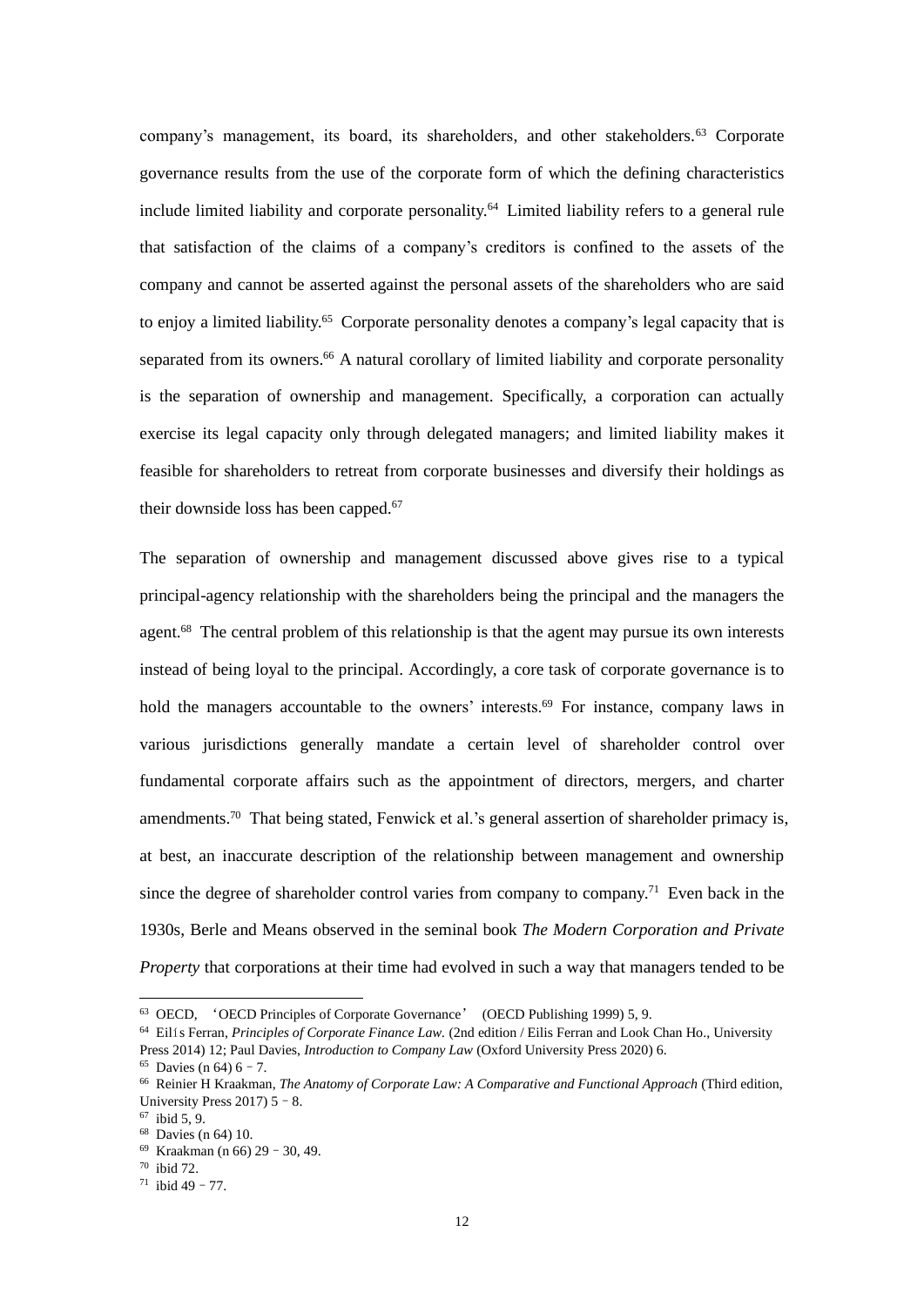company's management, its board, its shareholders, and other stakeholders.[63] Corporate governance results from the use of the corporate form of which the defining characteristics include limited liability and corporate personality.[64] Limited liability refers to a general rule that satisfaction of the claims of a company's creditors is confined to the assets of the company and cannot be asserted against the personal assets of the shareholders who are said to enjoy a limited liability.[65] Corporate personality denotes a company's legal capacity that is separated from its owners.[66] A natural corollary of limited liability and corporate personality is the separation of ownership and management. Specifically, a corporation can actually exercise its legal capacity only through delegated managers; and limited liability makes it feasible for shareholders to retreat from corporate businesses and diversify their holdings as their downside loss has been capped.[67]

The separation of ownership and management discussed above gives rise to a typical principal-agency relationship with the shareholders being the principal and the managers the agent.[68] The central problem of this relationship is that the agent may pursue its own interests instead of being loyal to the principal. Accordingly, a core task of corporate governance is to hold the managers accountable to the owners' interests.[69] For instance, company laws in various jurisdictions generally mandate a certain level of shareholder control over fundamental corporate affairs such as the appointment of directors, mergers, and charter amendments.[70] That being stated, Fenwick et al.'s general assertion of shareholder primacy is, at best, an inaccurate description of the relationship between management and ownership since the degree of shareholder control varies from company to company.[71] Even back in the 1930s, Berle and Means observed in the seminal book *The Modern Corporation and Private Property* that corporations at their time had evolved in such a way that managers tended to be

---

[63] OECD, 'OECD Principles of Corporate Governance' (OECD Publishing 1999) 5, 9.

[64] Eilís Ferran, *Principles of Corporate Finance Law.* (2nd edition / Eilis Ferran and Look Chan Ho., University Press 2014) 12; Paul Davies, *Introduction to Company Law* (Oxford University Press 2020) 6.

[65] Davies (n 64) 6–7.

[66] Reinier H Kraakman, *The Anatomy of Corporate Law: A Comparative and Functional Approach* (Third edition, University Press 2017) 5–8.

[67] ibid 5, 9.

[68] Davies (n 64) 10.

[69] Kraakman (n 66) 29–30, 49.

[70] ibid 72.

[71] ibid 49–77.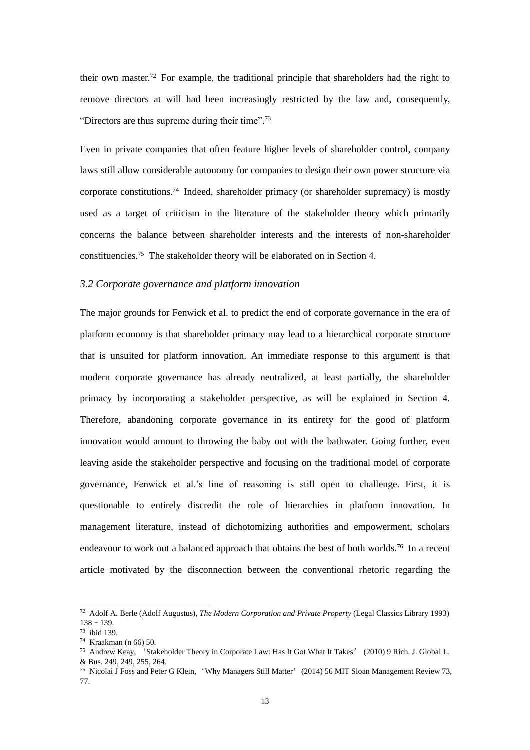their own master.[72] For example, the traditional principle that shareholders had the right to remove directors at will had been increasingly restricted by the law and, consequently, "Directors are thus supreme during their time".[73]

Even in private companies that often feature higher levels of shareholder control, company laws still allow considerable autonomy for companies to design their own power structure via corporate constitutions.[74] Indeed, shareholder primacy (or shareholder supremacy) is mostly used as a target of criticism in the literature of the stakeholder theory which primarily concerns the balance between shareholder interests and the interests of non-shareholder constituencies.[75] The stakeholder theory will be elaborated on in Section 4.

### *3.2 Corporate governance and platform innovation*

The major grounds for Fenwick et al. to predict the end of corporate governance in the era of platform economy is that shareholder primacy may lead to a hierarchical corporate structure that is unsuited for platform innovation. An immediate response to this argument is that modern corporate governance has already neutralized, at least partially, the shareholder primacy by incorporating a stakeholder perspective, as will be explained in Section 4. Therefore, abandoning corporate governance in its entirety for the good of platform innovation would amount to throwing the baby out with the bathwater. Going further, even leaving aside the stakeholder perspective and focusing on the traditional model of corporate governance, Fenwick et al.'s line of reasoning is still open to challenge. First, it is questionable to entirely discredit the role of hierarchies in platform innovation. In management literature, instead of dichotomizing authorities and empowerment, scholars endeavour to work out a balanced approach that obtains the best of both worlds.[76] In a recent article motivated by the disconnection between the conventional rhetoric regarding the

---

[72] Adolf A. Berle (Adolf Augustus), *The Modern Corporation and Private Property* (Legal Classics Library 1993) 138–139.

[73] ibid 139.

[74] Kraakman (n 66) 50.

[75] Andrew Keay, 'Stakeholder Theory in Corporate Law: Has It Got What It Takes' (2010) 9 Rich. J. Global L. & Bus. 249, 249, 255, 264.

[76] Nicolai J Foss and Peter G Klein, 'Why Managers Still Matter' (2014) 56 MIT Sloan Management Review 73, 77.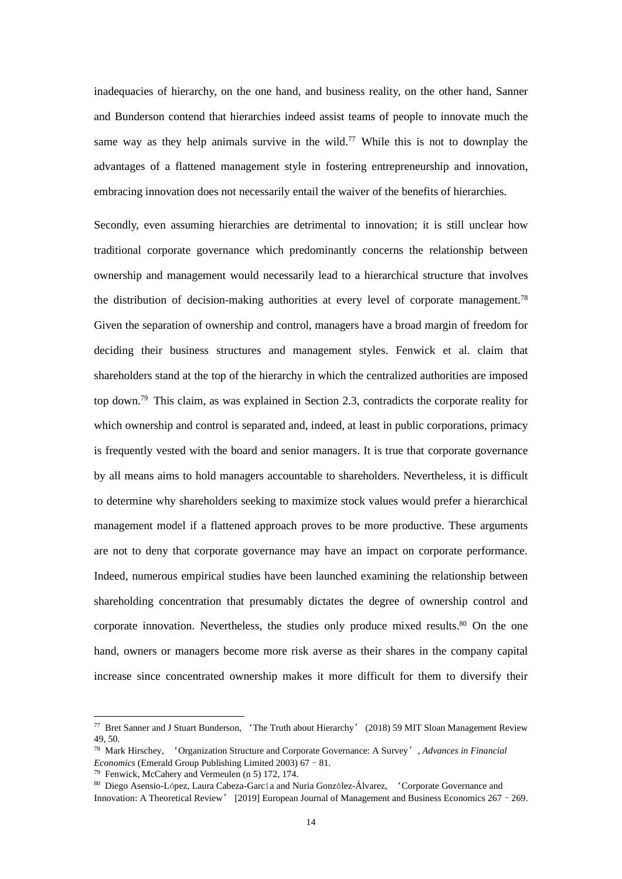inadequacies of hierarchy, on the one hand, and business reality, on the other hand, Sanner and Bunderson contend that hierarchies indeed assist teams of people to innovate much the same way as they help animals survive in the wild.[77] While this is not to downplay the advantages of a flattened management style in fostering entrepreneurship and innovation, embracing innovation does not necessarily entail the waiver of the benefits of hierarchies.

Secondly, even assuming hierarchies are detrimental to innovation; it is still unclear how traditional corporate governance which predominantly concerns the relationship between ownership and management would necessarily lead to a hierarchical structure that involves the distribution of decision-making authorities at every level of corporate management.[78] Given the separation of ownership and control, managers have a broad margin of freedom for deciding their business structures and management styles. Fenwick et al. claim that shareholders stand at the top of the hierarchy in which the centralized authorities are imposed top down.[79] This claim, as was explained in Section 2.3, contradicts the corporate reality for which ownership and control is separated and, indeed, at least in public corporations, primacy is frequently vested with the board and senior managers. It is true that corporate governance by all means aims to hold managers accountable to shareholders. Nevertheless, it is difficult to determine why shareholders seeking to maximize stock values would prefer a hierarchical management model if a flattened approach proves to be more productive. These arguments are not to deny that corporate governance may have an impact on corporate performance. Indeed, numerous empirical studies have been launched examining the relationship between shareholding concentration that presumably dictates the degree of ownership control and corporate innovation. Nevertheless, the studies only produce mixed results.[80] On the one hand, owners or managers become more risk averse as their shares in the company capital increase since concentrated ownership makes it more difficult for them to diversify their

---

[77] Bret Sanner and J Stuart Bunderson, 'The Truth about Hierarchy' (2018) 59 MIT Sloan Management Review 49, 50.

[78] Mark Hirschey, 'Organization Structure and Corporate Governance: A Survey', *Advances in Financial Economics* (Emerald Group Publishing Limited 2003) 67–81.

[79] Fenwick, McCahery and Vermeulen (n 5) 172, 174.

[80] Diego Asensio-López, Laura Cabeza-García and Nuria González-Álvarez, 'Corporate Governance and Innovation: A Theoretical Review' [2019] European Journal of Management and Business Economics 267–269.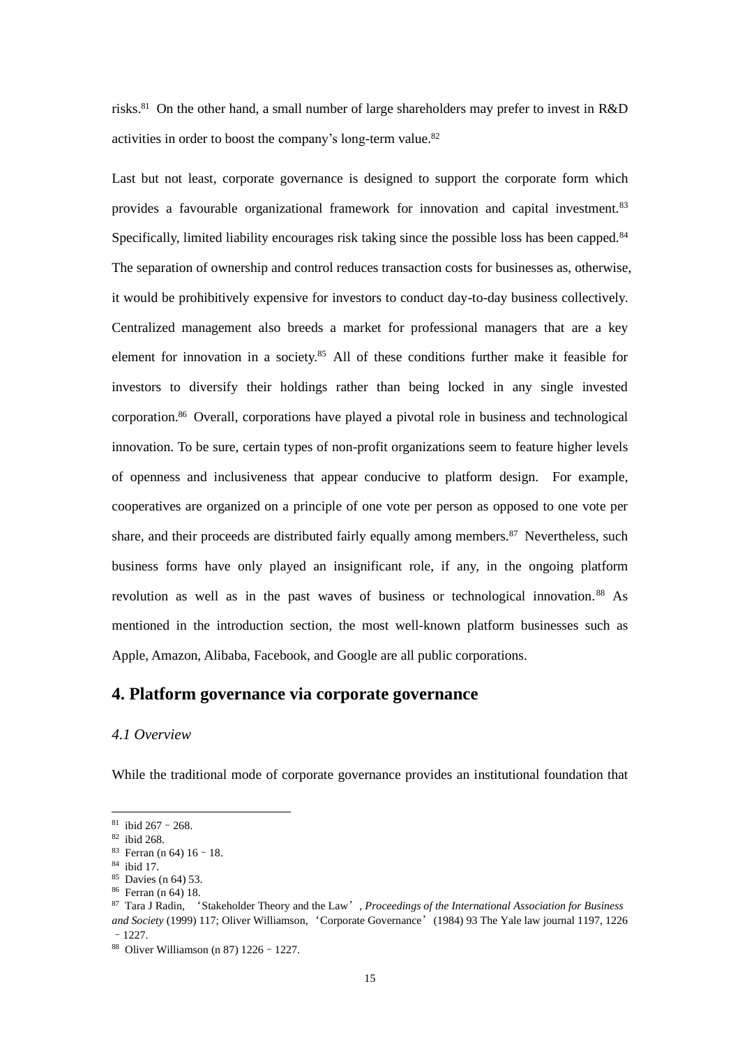risks.[81] On the other hand, a small number of large shareholders may prefer to invest in R&D activities in order to boost the company's long-term value.[82]

Last but not least, corporate governance is designed to support the corporate form which provides a favourable organizational framework for innovation and capital investment.[83] Specifically, limited liability encourages risk taking since the possible loss has been capped.[84] The separation of ownership and control reduces transaction costs for businesses as, otherwise, it would be prohibitively expensive for investors to conduct day-to-day business collectively. Centralized management also breeds a market for professional managers that are a key element for innovation in a society.[85] All of these conditions further make it feasible for investors to diversify their holdings rather than being locked in any single invested corporation.[86] Overall, corporations have played a pivotal role in business and technological innovation. To be sure, certain types of non-profit organizations seem to feature higher levels of openness and inclusiveness that appear conducive to platform design. For example, cooperatives are organized on a principle of one vote per person as opposed to one vote per share, and their proceeds are distributed fairly equally among members.[87] Nevertheless, such business forms have only played an insignificant role, if any, in the ongoing platform revolution as well as in the past waves of business or technological innovation.[88] As mentioned in the introduction section, the most well-known platform businesses such as Apple, Amazon, Alibaba, Facebook, and Google are all public corporations.

## 4. Platform governance via corporate governance

### *4.1 Overview*

While the traditional mode of corporate governance provides an institutional foundation that

---

[81] ibid 267–268.

[82] ibid 268.

[83] Ferran (n 64) 16–18.

[84] ibid 17.

[85] Davies (n 64) 53.

[86] Ferran (n 64) 18.

[87] Tara J Radin, 'Stakeholder Theory and the Law', *Proceedings of the International Association for Business and Society* (1999) 117; Oliver Williamson, 'Corporate Governance' (1984) 93 The Yale law journal 1197, 1226–1227.

[88] Oliver Williamson (n 87) 1226–1227.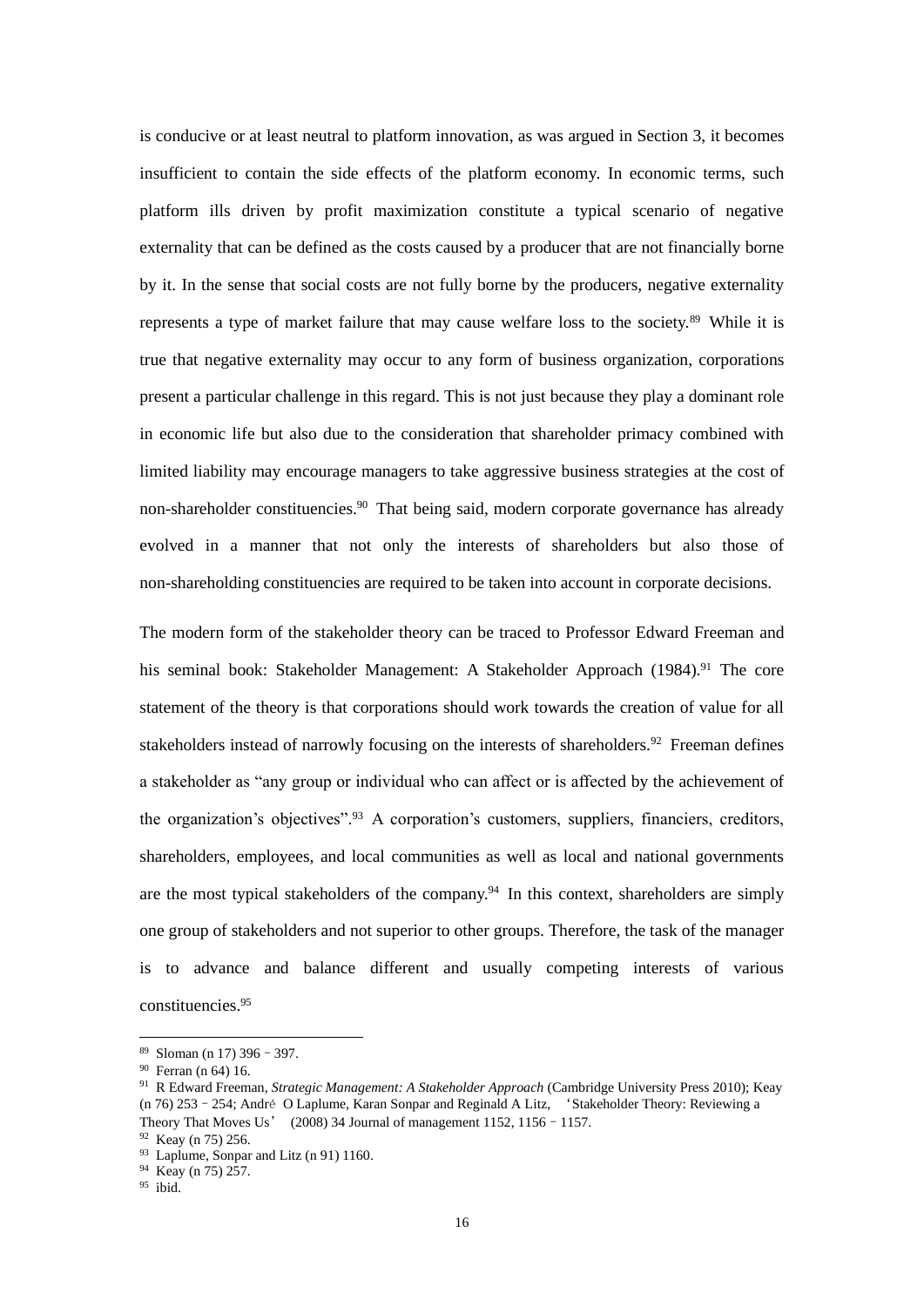is conducive or at least neutral to platform innovation, as was argued in Section 3, it becomes insufficient to contain the side effects of the platform economy. In economic terms, such platform ills driven by profit maximization constitute a typical scenario of negative externality that can be defined as the costs caused by a producer that are not financially borne by it. In the sense that social costs are not fully borne by the producers, negative externality represents a type of market failure that may cause welfare loss to the society.[89] While it is true that negative externality may occur to any form of business organization, corporations present a particular challenge in this regard. This is not just because they play a dominant role in economic life but also due to the consideration that shareholder primacy combined with limited liability may encourage managers to take aggressive business strategies at the cost of non-shareholder constituencies.[90] That being said, modern corporate governance has already evolved in a manner that not only the interests of shareholders but also those of non-shareholding constituencies are required to be taken into account in corporate decisions.

The modern form of the stakeholder theory can be traced to Professor Edward Freeman and his seminal book: Stakeholder Management: A Stakeholder Approach (1984).[91] The core statement of the theory is that corporations should work towards the creation of value for all stakeholders instead of narrowly focusing on the interests of shareholders.[92] Freeman defines a stakeholder as "any group or individual who can affect or is affected by the achievement of the organization's objectives".[93] A corporation's customers, suppliers, financiers, creditors, shareholders, employees, and local communities as well as local and national governments are the most typical stakeholders of the company.[94] In this context, shareholders are simply one group of stakeholders and not superior to other groups. Therefore, the task of the manager is to advance and balance different and usually competing interests of various constituencies.[95]

---

[89] Sloman (n 17) 396–397.

[90] Ferran (n 64) 16.

[91] R Edward Freeman, *Strategic Management: A Stakeholder Approach* (Cambridge University Press 2010); Keay (n 76) 253–254; André O Laplume, Karan Sonpar and Reginald A Litz, 'Stakeholder Theory: Reviewing a Theory That Moves Us' (2008) 34 Journal of management 1152, 1156–1157.

[92] Keay (n 75) 256.

[93] Laplume, Sonpar and Litz (n 91) 1160.

[94] Keay (n 75) 257.

[95] ibid.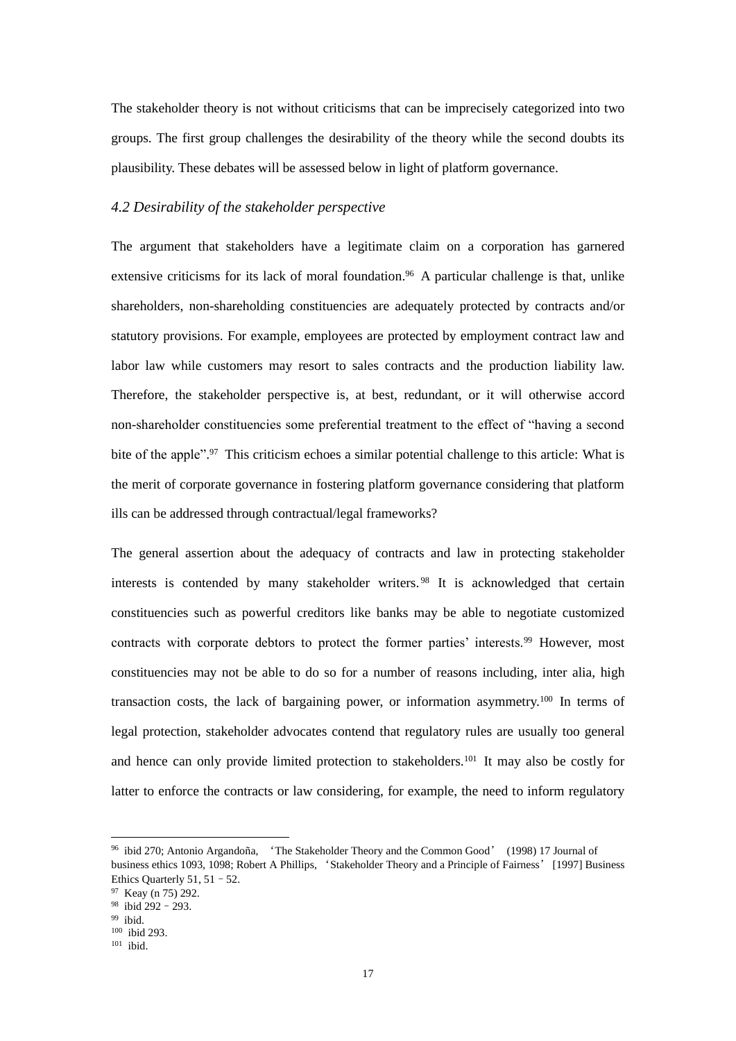The stakeholder theory is not without criticisms that can be imprecisely categorized into two groups. The first group challenges the desirability of the theory while the second doubts its plausibility. These debates will be assessed below in light of platform governance.

### *4.2 Desirability of the stakeholder perspective*

The argument that stakeholders have a legitimate claim on a corporation has garnered extensive criticisms for its lack of moral foundation.[96] A particular challenge is that, unlike shareholders, non-shareholding constituencies are adequately protected by contracts and/or statutory provisions. For example, employees are protected by employment contract law and labor law while customers may resort to sales contracts and the production liability law. Therefore, the stakeholder perspective is, at best, redundant, or it will otherwise accord non-shareholder constituencies some preferential treatment to the effect of "having a second bite of the apple".[97] This criticism echoes a similar potential challenge to this article: What is the merit of corporate governance in fostering platform governance considering that platform ills can be addressed through contractual/legal frameworks?

The general assertion about the adequacy of contracts and law in protecting stakeholder interests is contended by many stakeholder writers.[98] It is acknowledged that certain constituencies such as powerful creditors like banks may be able to negotiate customized contracts with corporate debtors to protect the former parties' interests.[99] However, most constituencies may not be able to do so for a number of reasons including, inter alia, high transaction costs, the lack of bargaining power, or information asymmetry.[100] In terms of legal protection, stakeholder advocates contend that regulatory rules are usually too general and hence can only provide limited protection to stakeholders.[101] It may also be costly for latter to enforce the contracts or law considering, for example, the need to inform regulatory

---

[96] ibid 270; Antonio Argandoña, 'The Stakeholder Theory and the Common Good' (1998) 17 Journal of business ethics 1093, 1098; Robert A Phillips, 'Stakeholder Theory and a Principle of Fairness' [1997] Business Ethics Quarterly 51, 51–52.

[97] Keay (n 75) 292.

[98] ibid 292–293.

[99] ibid.

[100] ibid 293.

[101] ibid.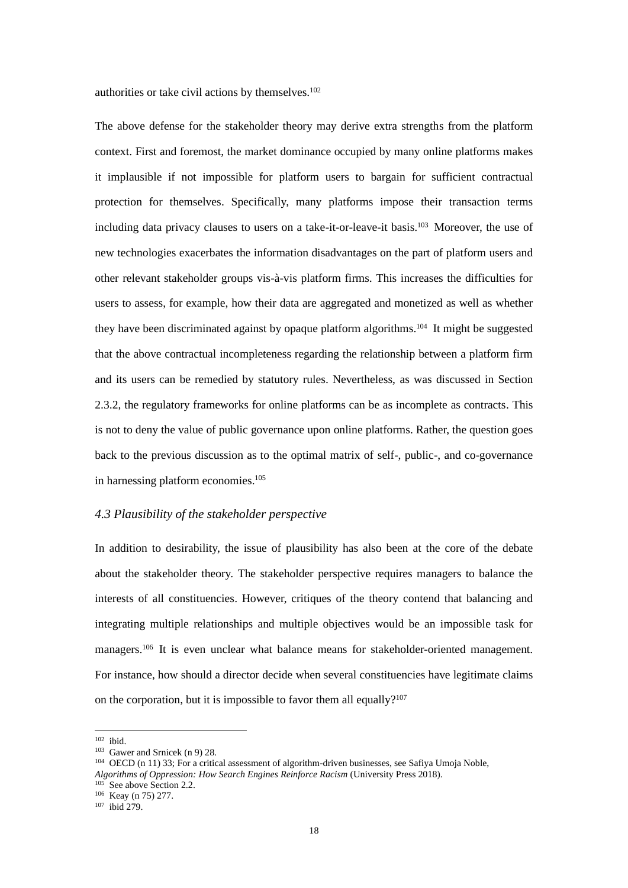authorities or take civil actions by themselves.[102]

The above defense for the stakeholder theory may derive extra strengths from the platform context. First and foremost, the market dominance occupied by many online platforms makes it implausible if not impossible for platform users to bargain for sufficient contractual protection for themselves. Specifically, many platforms impose their transaction terms including data privacy clauses to users on a take-it-or-leave-it basis.[103] Moreover, the use of new technologies exacerbates the information disadvantages on the part of platform users and other relevant stakeholder groups vis-à-vis platform firms. This increases the difficulties for users to assess, for example, how their data are aggregated and monetized as well as whether they have been discriminated against by opaque platform algorithms.[104] It might be suggested that the above contractual incompleteness regarding the relationship between a platform firm and its users can be remedied by statutory rules. Nevertheless, as was discussed in Section 2.3.2, the regulatory frameworks for online platforms can be as incomplete as contracts. This is not to deny the value of public governance upon online platforms. Rather, the question goes back to the previous discussion as to the optimal matrix of self-, public-, and co-governance in harnessing platform economies.[105]

### *4.3 Plausibility of the stakeholder perspective*

In addition to desirability, the issue of plausibility has also been at the core of the debate about the stakeholder theory. The stakeholder perspective requires managers to balance the interests of all constituencies. However, critiques of the theory contend that balancing and integrating multiple relationships and multiple objectives would be an impossible task for managers.[106] It is even unclear what balance means for stakeholder-oriented management. For instance, how should a director decide when several constituencies have legitimate claims on the corporation, but it is impossible to favor them all equally?[107]

---

[102] ibid.

[103] Gawer and Srnicek (n 9) 28.

[104] OECD (n 11) 33; For a critical assessment of algorithm-driven businesses, see Safiya Umoja Noble, *Algorithms of Oppression: How Search Engines Reinforce Racism* (University Press 2018).

[105] See above Section 2.2.

[106] Keay (n 75) 277.

[107] ibid 279.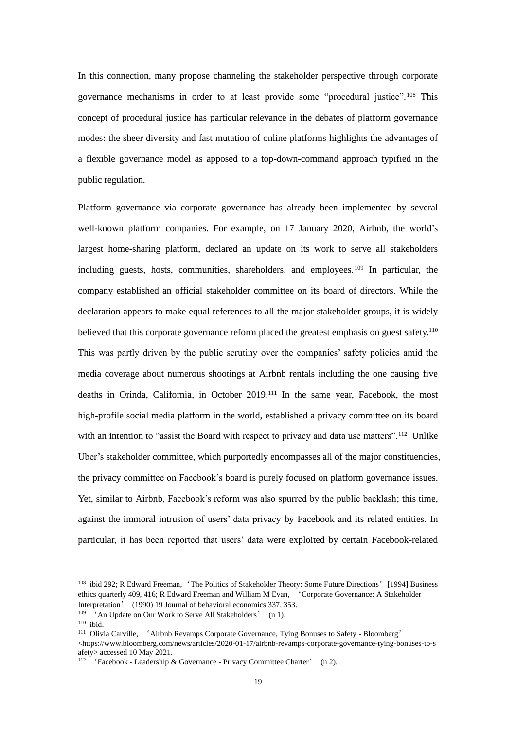In this connection, many propose channeling the stakeholder perspective through corporate governance mechanisms in order to at least provide some "procedural justice".[108] This concept of procedural justice has particular relevance in the debates of platform governance modes: the sheer diversity and fast mutation of online platforms highlights the advantages of a flexible governance model as apposed to a top-down-command approach typified in the public regulation.

Platform governance via corporate governance has already been implemented by several well-known platform companies. For example, on 17 January 2020, Airbnb, the world's largest home-sharing platform, declared an update on its work to serve all stakeholders including guests, hosts, communities, shareholders, and employees.[109] In particular, the company established an official stakeholder committee on its board of directors. While the declaration appears to make equal references to all the major stakeholder groups, it is widely believed that this corporate governance reform placed the greatest emphasis on guest safety.[110] This was partly driven by the public scrutiny over the companies' safety policies amid the media coverage about numerous shootings at Airbnb rentals including the one causing five deaths in Orinda, California, in October 2019.[111] In the same year, Facebook, the most high-profile social media platform in the world, established a privacy committee on its board with an intention to "assist the Board with respect to privacy and data use matters".[112] Unlike Uber's stakeholder committee, which purportedly encompasses all of the major constituencies, the privacy committee on Facebook's board is purely focused on platform governance issues. Yet, similar to Airbnb, Facebook's reform was also spurred by the public backlash; this time, against the immoral intrusion of users' data privacy by Facebook and its related entities. In particular, it has been reported that users' data were exploited by certain Facebook-related

---

[108] ibid 292; R Edward Freeman, 'The Politics of Stakeholder Theory: Some Future Directions' [1994] Business ethics quarterly 409, 416; R Edward Freeman and William M Evan, 'Corporate Governance: A Stakeholder Interpretation' (1990) 19 Journal of behavioral economics 337, 353.

[109] 'An Update on Our Work to Serve All Stakeholders' (n 1).

[110] ibid.

[111] Olivia Carville, 'Airbnb Revamps Corporate Governance, Tying Bonuses to Safety - Bloomberg' <https://www.bloomberg.com/news/articles/2020-01-17/airbnb-revamps-corporate-governance-tying-bonuses-to-safety> accessed 10 May 2021.

[112] 'Facebook - Leadership & Governance - Privacy Committee Charter' (n 2).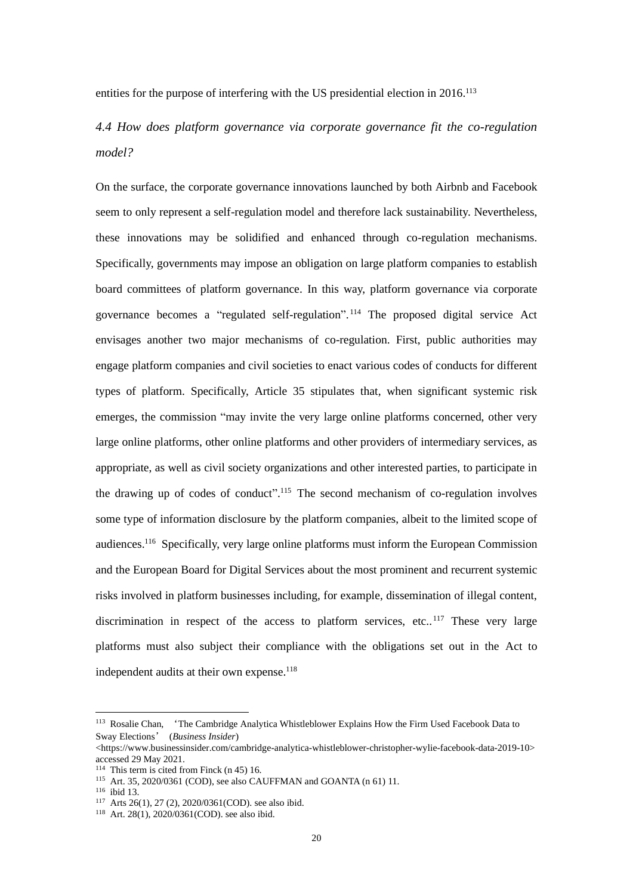entities for the purpose of interfering with the US presidential election in 2016.[113]

### *4.4 How does platform governance via corporate governance fit the co-regulation model?*

On the surface, the corporate governance innovations launched by both Airbnb and Facebook seem to only represent a self-regulation model and therefore lack sustainability. Nevertheless, these innovations may be solidified and enhanced through co-regulation mechanisms. Specifically, governments may impose an obligation on large platform companies to establish board committees of platform governance. In this way, platform governance via corporate governance becomes a "regulated self-regulation".[114] The proposed digital service Act envisages another two major mechanisms of co-regulation. First, public authorities may engage platform companies and civil societies to enact various codes of conducts for different types of platform. Specifically, Article 35 stipulates that, when significant systemic risk emerges, the commission "may invite the very large online platforms concerned, other very large online platforms, other online platforms and other providers of intermediary services, as appropriate, as well as civil society organizations and other interested parties, to participate in the drawing up of codes of conduct".[115] The second mechanism of co-regulation involves some type of information disclosure by the platform companies, albeit to the limited scope of audiences.[116] Specifically, very large online platforms must inform the European Commission and the European Board for Digital Services about the most prominent and recurrent systemic risks involved in platform businesses including, for example, dissemination of illegal content, discrimination in respect of the access to platform services, etc..[117] These very large platforms must also subject their compliance with the obligations set out in the Act to independent audits at their own expense.[118]

---

[113] Rosalie Chan, 'The Cambridge Analytica Whistleblower Explains How the Firm Used Facebook Data to Sway Elections' (*Business Insider*) <https://www.businessinsider.com/cambridge-analytica-whistleblower-christopher-wylie-facebook-data-2019-10> accessed 29 May 2021.

[114] This term is cited from Finck (n 45) 16.

[115] Art. 35, 2020/0361 (COD), see also CAUFFMAN and GOANTA (n 61) 11.

[116] ibid 13.

[117] Arts 26(1), 27 (2), 2020/0361(COD). see also ibid.

[118] Art. 28(1), 2020/0361(COD). see also ibid.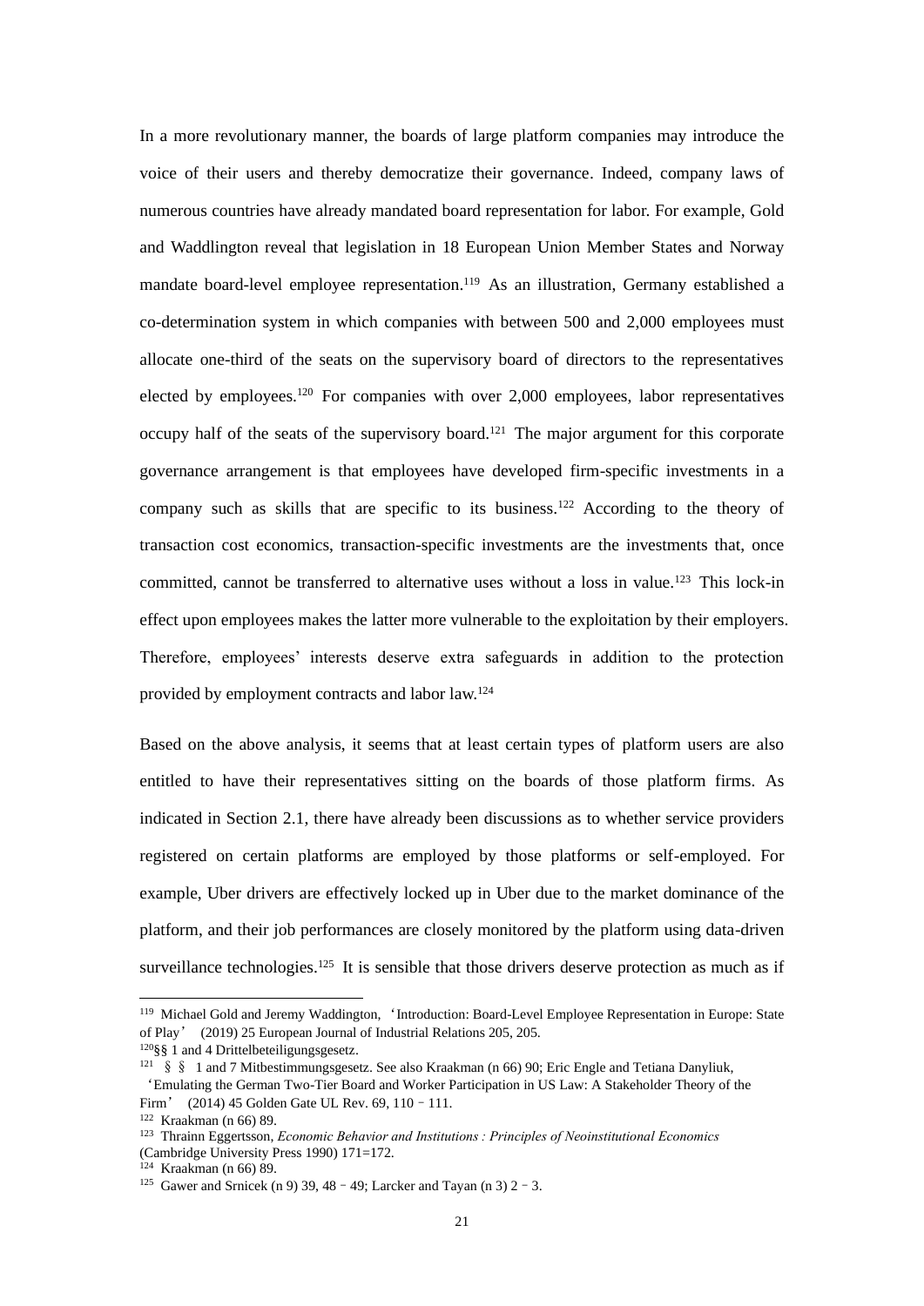In a more revolutionary manner, the boards of large platform companies may introduce the voice of their users and thereby democratize their governance. Indeed, company laws of numerous countries have already mandated board representation for labor. For example, Gold and Waddlington reveal that legislation in 18 European Union Member States and Norway mandate board-level employee representation.[119] As an illustration, Germany established a co-determination system in which companies with between 500 and 2,000 employees must allocate one-third of the seats on the supervisory board of directors to the representatives elected by employees.[120] For companies with over 2,000 employees, labor representatives occupy half of the seats of the supervisory board.[121] The major argument for this corporate governance arrangement is that employees have developed firm-specific investments in a company such as skills that are specific to its business.[122] According to the theory of transaction cost economics, transaction-specific investments are the investments that, once committed, cannot be transferred to alternative uses without a loss in value.[123] This lock-in effect upon employees makes the latter more vulnerable to the exploitation by their employers. Therefore, employees' interests deserve extra safeguards in addition to the protection provided by employment contracts and labor law.[124]

Based on the above analysis, it seems that at least certain types of platform users are also entitled to have their representatives sitting on the boards of those platform firms. As indicated in Section 2.1, there have already been discussions as to whether service providers registered on certain platforms are employed by those platforms or self-employed. For example, Uber drivers are effectively locked up in Uber due to the market dominance of the platform, and their job performances are closely monitored by the platform using data-driven surveillance technologies.[125] It is sensible that those drivers deserve protection as much as if

---

[119] Michael Gold and Jeremy Waddington, 'Introduction: Board-Level Employee Representation in Europe: State of Play' (2019) 25 European Journal of Industrial Relations 205, 205.

[120] §§ 1 and 4 Drittelbeteiligungsgesetz.

[121] §§ 1 and 7 Mitbestimmungsgesetz. See also Kraakman (n 66) 90; Eric Engle and Tetiana Danyliuk, 'Emulating the German Two-Tier Board and Worker Participation in US Law: A Stakeholder Theory of the Firm' (2014) 45 Golden Gate UL Rev. 69, 110–111.

[122] Kraakman (n 66) 89.

[123] Thrainn Eggertsson, *Economic Behavior and Institutions : Principles of Neoinstitutional Economics* (Cambridge University Press 1990) 171=172.

[124] Kraakman (n 66) 89.

[125] Gawer and Srnicek (n 9) 39, 48–49; Larcker and Tayan (n 3) 2–3.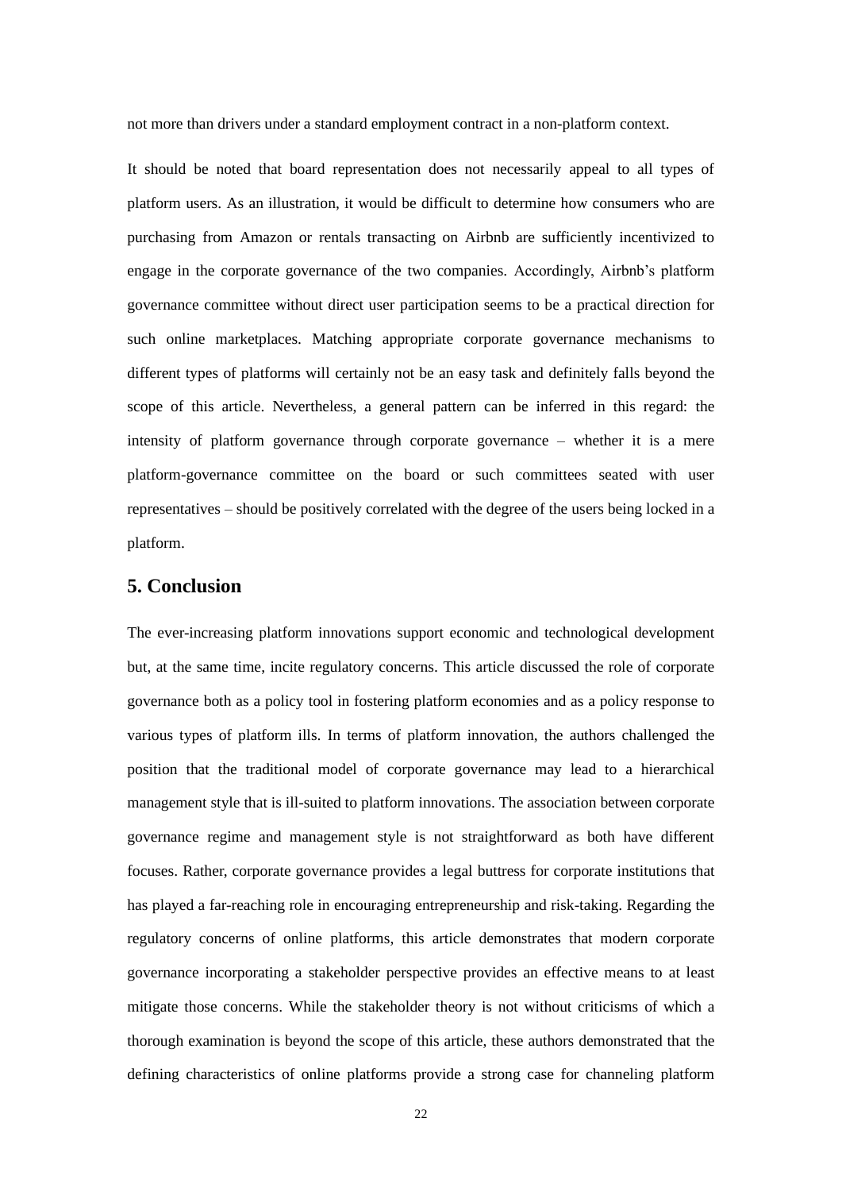not more than drivers under a standard employment contract in a non-platform context.

It should be noted that board representation does not necessarily appeal to all types of platform users. As an illustration, it would be difficult to determine how consumers who are purchasing from Amazon or rentals transacting on Airbnb are sufficiently incentivized to engage in the corporate governance of the two companies. Accordingly, Airbnb's platform governance committee without direct user participation seems to be a practical direction for such online marketplaces. Matching appropriate corporate governance mechanisms to different types of platforms will certainly not be an easy task and definitely falls beyond the scope of this article. Nevertheless, a general pattern can be inferred in this regard: the intensity of platform governance through corporate governance – whether it is a mere platform-governance committee on the board or such committees seated with user representatives – should be positively correlated with the degree of the users being locked in a platform.

## 5. Conclusion

The ever-increasing platform innovations support economic and technological development but, at the same time, incite regulatory concerns. This article discussed the role of corporate governance both as a policy tool in fostering platform economies and as a policy response to various types of platform ills. In terms of platform innovation, the authors challenged the position that the traditional model of corporate governance may lead to a hierarchical management style that is ill-suited to platform innovations. The association between corporate governance regime and management style is not straightforward as both have different focuses. Rather, corporate governance provides a legal buttress for corporate institutions that has played a far-reaching role in encouraging entrepreneurship and risk-taking. Regarding the regulatory concerns of online platforms, this article demonstrates that modern corporate governance incorporating a stakeholder perspective provides an effective means to at least mitigate those concerns. While the stakeholder theory is not without criticisms of which a thorough examination is beyond the scope of this article, these authors demonstrated that the defining characteristics of online platforms provide a strong case for channeling platform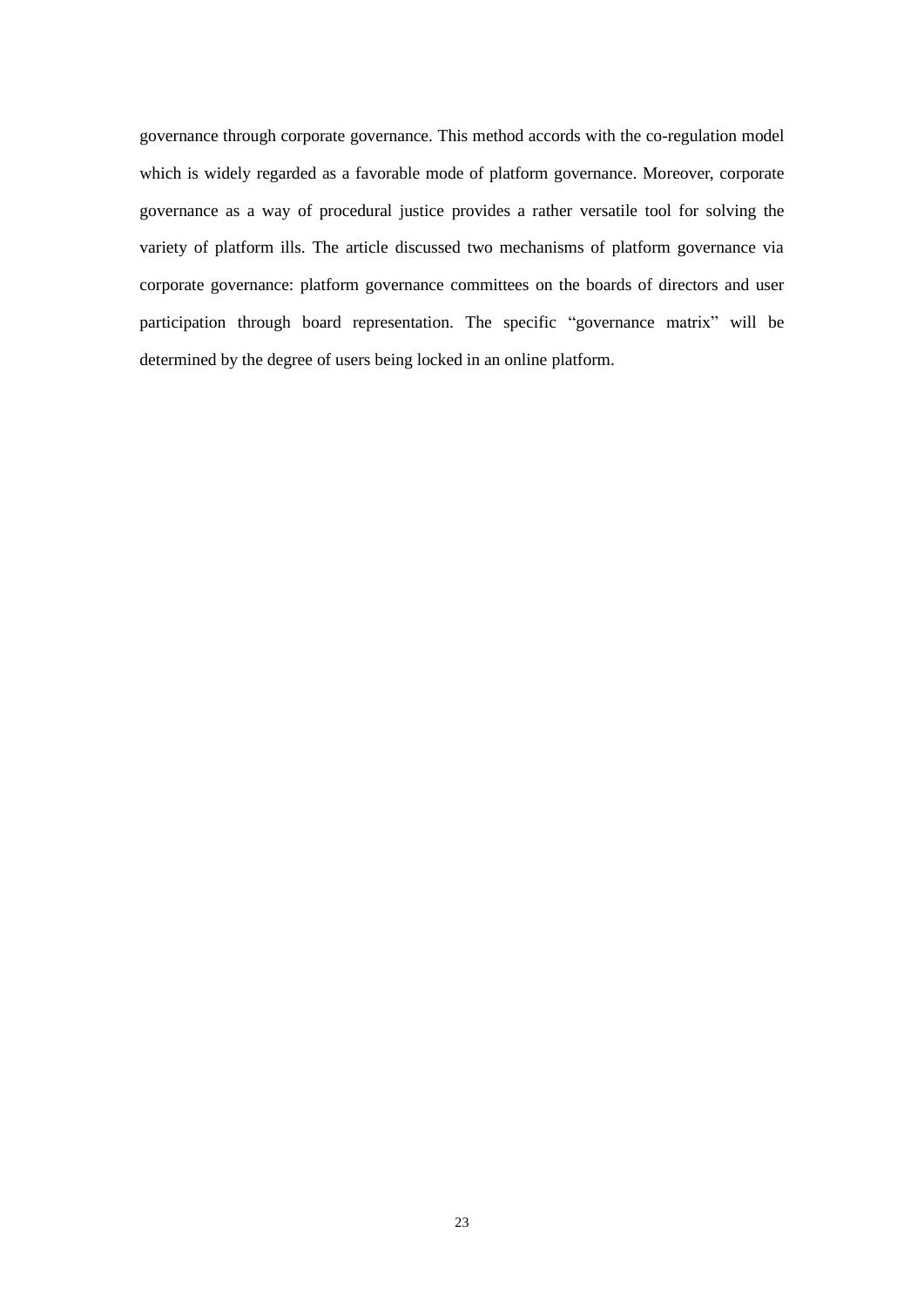governance through corporate governance. This method accords with the co-regulation model which is widely regarded as a favorable mode of platform governance. Moreover, corporate governance as a way of procedural justice provides a rather versatile tool for solving the variety of platform ills. The article discussed two mechanisms of platform governance via corporate governance: platform governance committees on the boards of directors and user participation through board representation. The specific "governance matrix" will be determined by the degree of users being locked in an online platform.